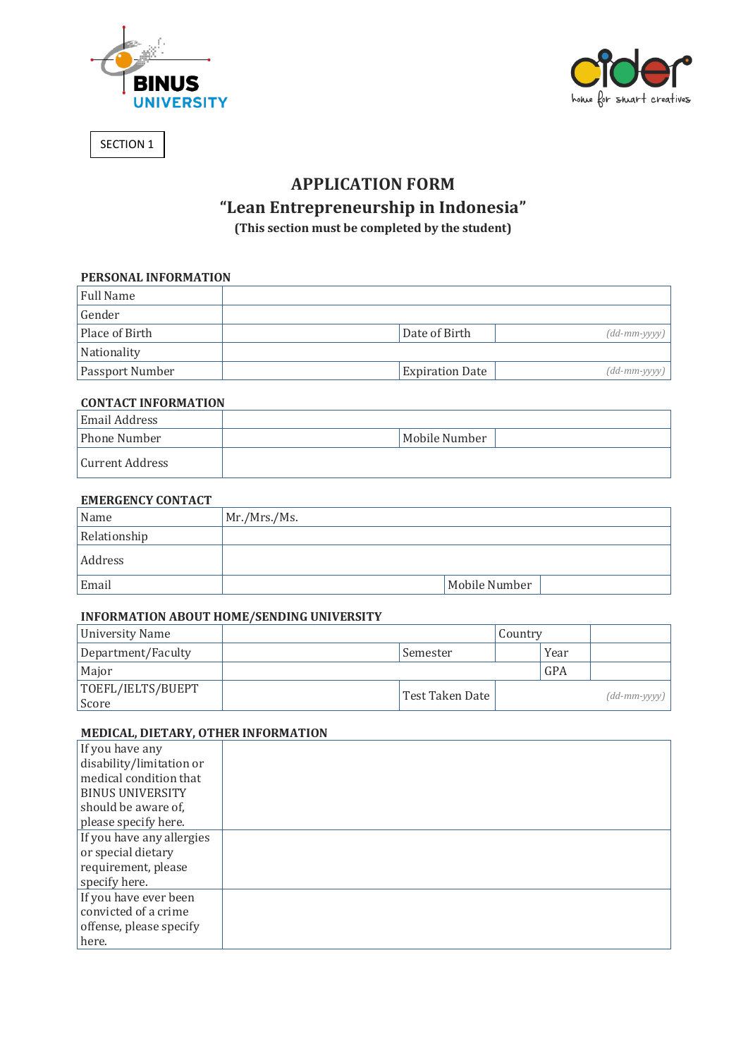SECTION 1

# APPLICATION FORM
## "Lean Entrepreneurship in Indonesia"
**(This section must be completed by the student)**

**PERSONAL INFORMATION**

| | | | |
|---|---|---|---|
| Full Name | | | |
| Gender | | | |
| Place of Birth | | Date of Birth | *(dd-mm-yyyy)* |
| Nationality | | | |
| Passport Number | | Expiration Date | *(dd-mm-yyyy)* |

**CONTACT INFORMATION**

| | | | |
|---|---|---|---|
| Email Address | | | |
| Phone Number | | Mobile Number | |
| Current Address | | | |

**EMERGENCY CONTACT**

| | | | |
|---|---|---|---|
| Name | Mr./Mrs./Ms. | | |
| Relationship | | | |
| Address | | | |
| Email | | Mobile Number | |

**INFORMATION ABOUT HOME/SENDING UNIVERSITY**

| | | | | | |
|---|---|---|---|---|---|
| University Name | | | Country | | |
| Department/Faculty | | Semester | | Year | |
| Major | | | | GPA | |
| TOEFL/IELTS/BUEPT Score | | Test Taken Date | *(dd-mm-yyyy)* | | |

**MEDICAL, DIETARY, OTHER INFORMATION**

| | |
|---|---|
| If you have any disability/limitation or medical condition that BINUS UNIVERSITY should be aware of, please specify here. | |
| If you have any allergies or special dietary requirement, please specify here. | |
| If you have ever been convicted of a crime offense, please specify here. | |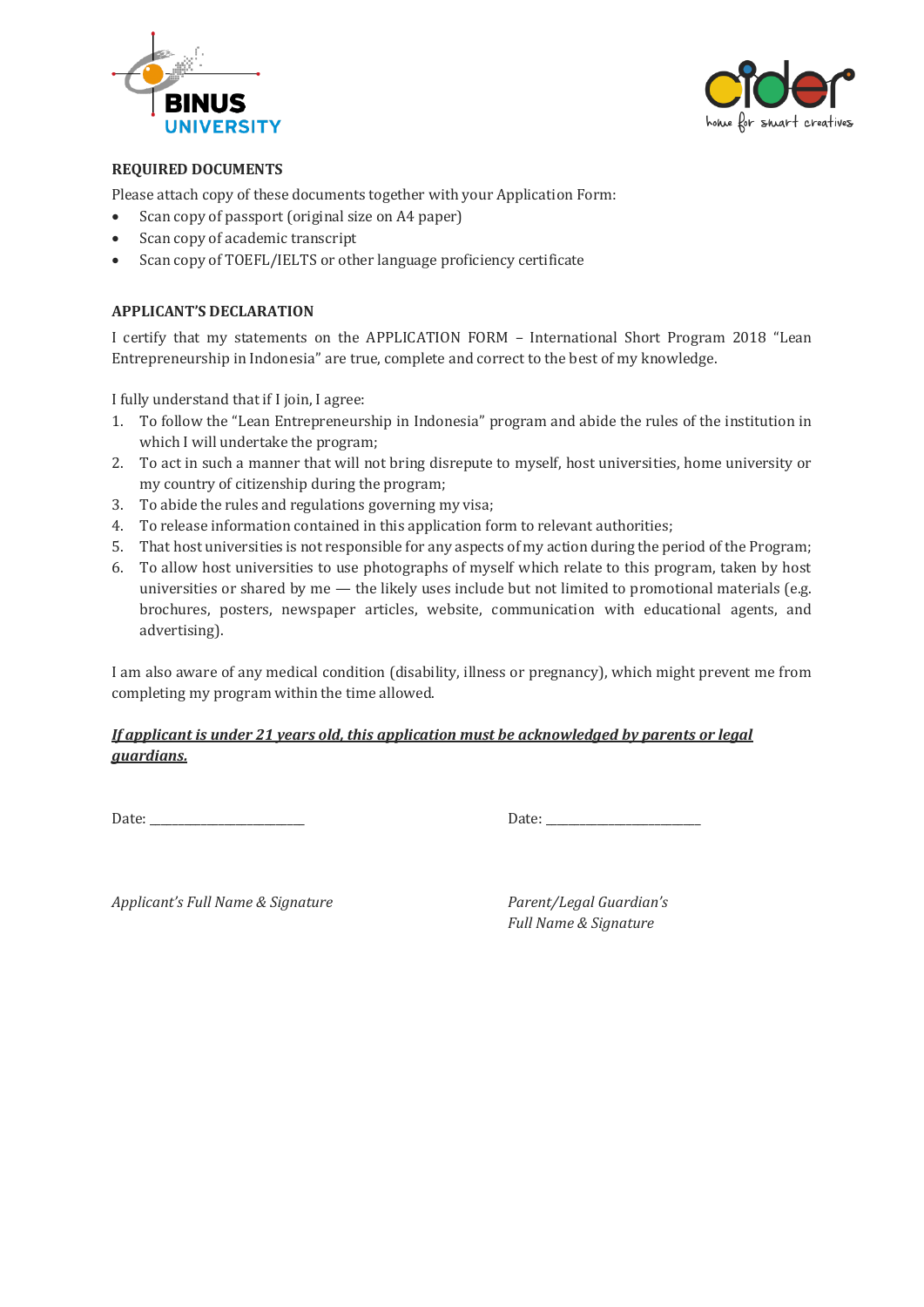**REQUIRED DOCUMENTS**

Please attach copy of these documents together with your Application Form:

- Scan copy of passport (original size on A4 paper)
- Scan copy of academic transcript
- Scan copy of TOEFL/IELTS or other language proficiency certificate

**APPLICANT'S DECLARATION**

I certify that my statements on the APPLICATION FORM – International Short Program 2018 "Lean Entrepreneurship in Indonesia" are true, complete and correct to the best of my knowledge.

I fully understand that if I join, I agree:

1. To follow the "Lean Entrepreneurship in Indonesia" program and abide the rules of the institution in which I will undertake the program;
2. To act in such a manner that will not bring disrepute to myself, host universities, home university or my country of citizenship during the program;
3. To abide the rules and regulations governing my visa;
4. To release information contained in this application form to relevant authorities;
5. That host universities is not responsible for any aspects of my action during the period of the Program;
6. To allow host universities to use photographs of myself which relate to this program, taken by host universities or shared by me — the likely uses include but not limited to promotional materials (e.g. brochures, posters, newspaper articles, website, communication with educational agents, and advertising).

I am also aware of any medical condition (disability, illness or pregnancy), which might prevent me from completing my program within the time allowed.

***If applicant is under 21 years old, this application must be acknowledged by parents or legal guardians.***

Date: ________________________

*Applicant's Full Name & Signature*

Date: ________________________

*Parent/Legal Guardian's Full Name & Signature*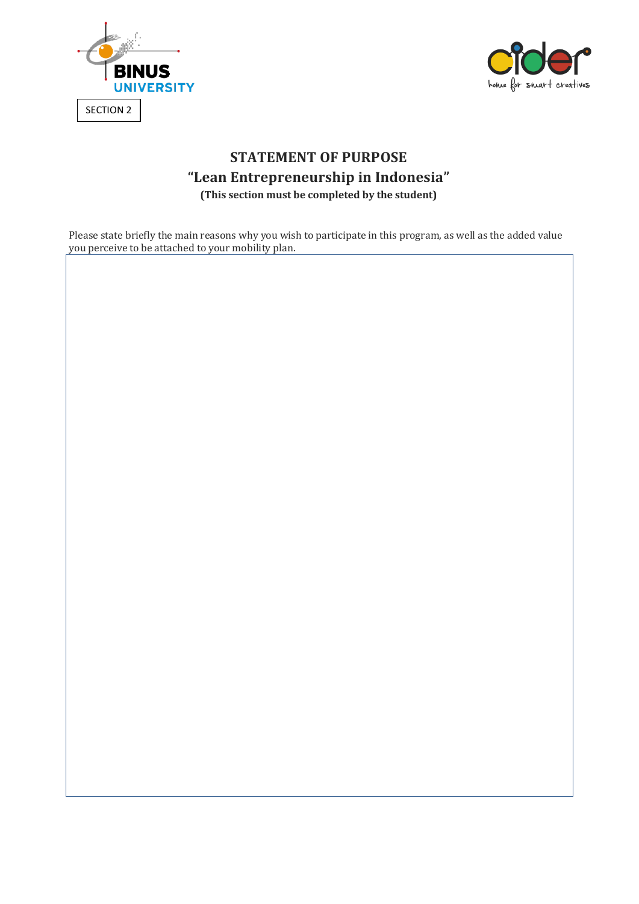SECTION 2

## STATEMENT OF PURPOSE
## "Lean Entrepreneurship in Indonesia"

**(This section must be completed by the student)**

Please state briefly the main reasons why you wish to participate in this program, as well as the added value you perceive to be attached to your mobility plan.